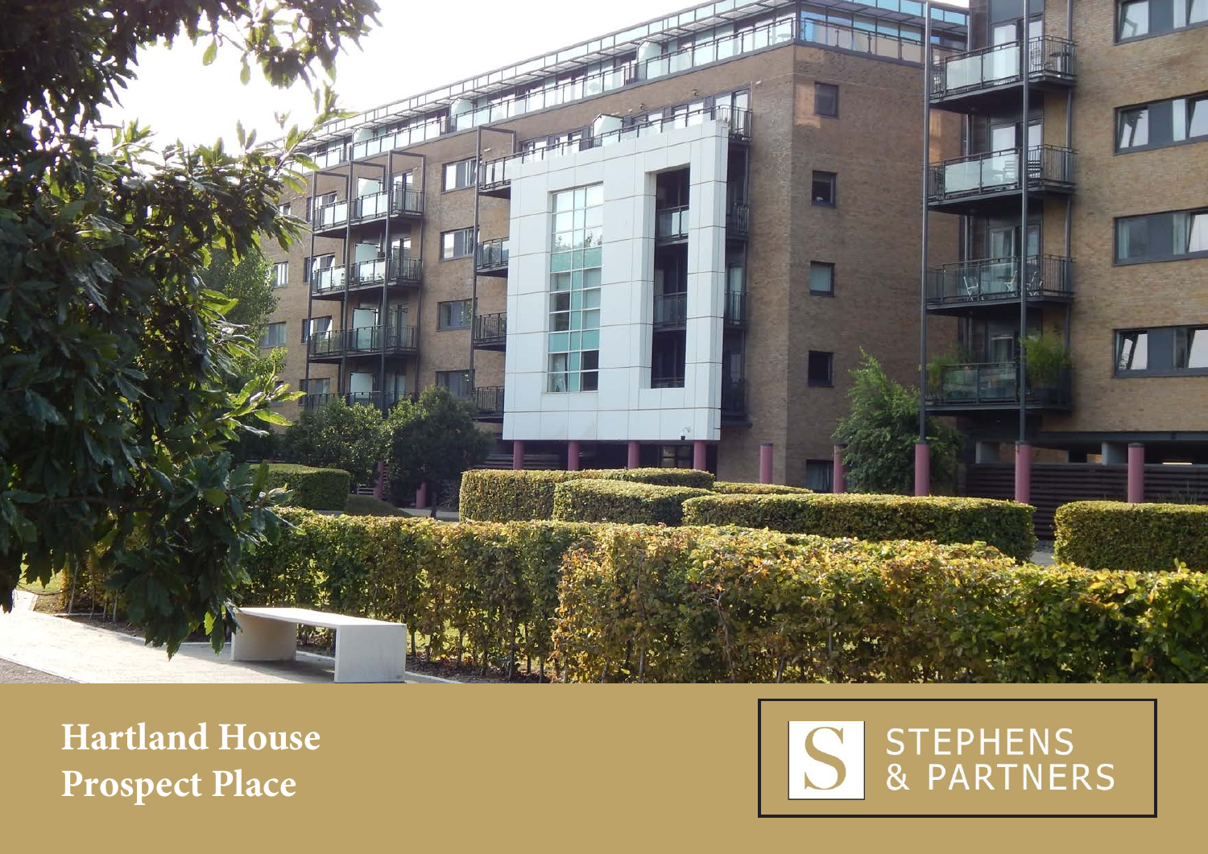# Hartland House
# Prospect Place

STEPHENS & PARTNERS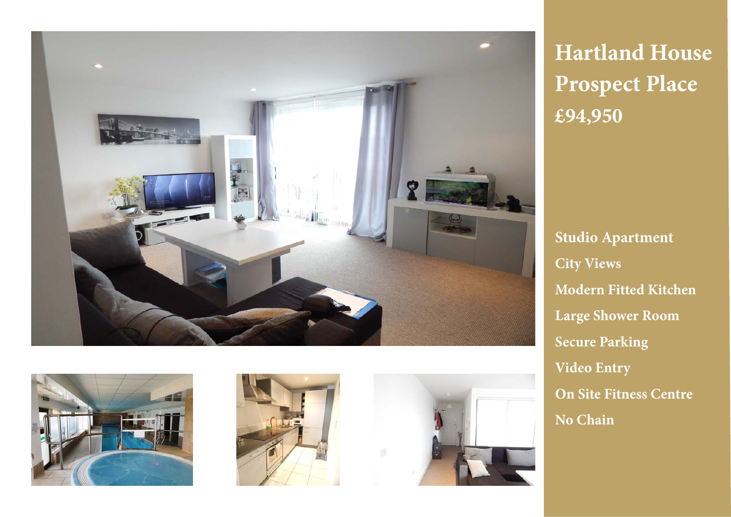# Hartland House Prospect Place

## £94,950

**Studio Apartment**

**City Views**

**Modern Fitted Kitchen**

**Large Shower Room**

**Secure Parking**

**Video Entry**

**On Site Fitness Centre**

**No Chain**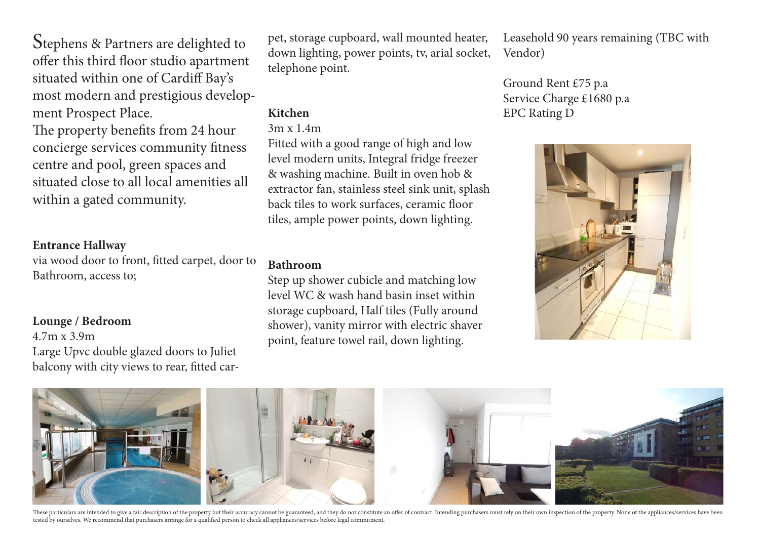Stephens & Partners are delighted to offer this third floor studio apartment situated within one of Cardiff Bay's most modern and prestigious development Prospect Place.

The property benefits from 24 hour concierge services community fitness centre and pool, green spaces and situated close to all local amenities all within a gated community.

**Entrance Hallway**

via wood door to front, fitted carpet, door to Bathroom, access to;

**Lounge / Bedroom**

4.7m x 3.9m

Large Upvc double glazed doors to Juliet balcony with city views to rear, fitted carpet, storage cupboard, wall mounted heater, down lighting, power points, tv, arial socket, telephone point.

**Kitchen**

3m x 1.4m

Fitted with a good range of high and low level modern units, Integral fridge freezer & washing machine. Built in oven hob & extractor fan, stainless steel sink unit, splash back tiles to work surfaces, ceramic floor tiles, ample power points, down lighting.

**Bathroom**

Step up shower cubicle and matching low level WC & wash hand basin inset within storage cupboard, Half tiles (Fully around shower), vanity mirror with electric shaver point, feature towel rail, down lighting.

Leasehold 90 years remaining (TBC with Vendor)

Ground Rent £75 p.a

Service Charge £1680 p.a

EPC Rating D

These particulars are intended to give a fair description of the property but their accuracy cannot be guaranteed, and they do not constitute an offer of contract. Intending purchasers must rely on their own inspection of the property. None of the appliances/services have been tested by ourselves. We recommend that purchasers arrange for a qualified person to check all appliances/services before legal commitment.